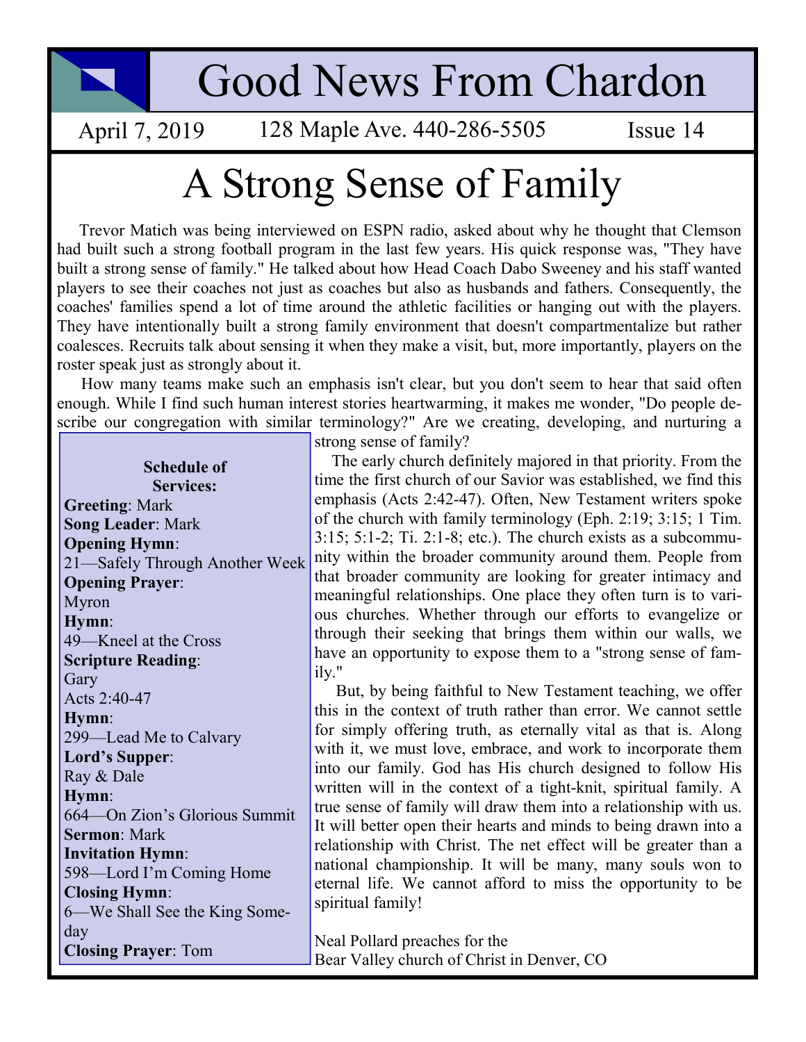# Good News From Chardon

April 7, 2019 | 128 Maple Ave. 440-286-5505 | Issue 14

## A Strong Sense of Family

Trevor Matich was being interviewed on ESPN radio, asked about why he thought that Clemson had built such a strong football program in the last few years. His quick response was, "They have built a strong sense of family." He talked about how Head Coach Dabo Sweeney and his staff wanted players to see their coaches not just as coaches but also as husbands and fathers. Consequently, the coaches' families spend a lot of time around the athletic facilities or hanging out with the players. They have intentionally built a strong family environment that doesn't compartmentalize but rather coalesces. Recruits talk about sensing it when they make a visit, but, more importantly, players on the roster speak just as strongly about it.

How many teams make such an emphasis isn't clear, but you don't seem to hear that said often enough. While I find such human interest stories heartwarming, it makes me wonder, "Do people describe our congregation with similar terminology?" Are we creating, developing, and nurturing a strong sense of family?

The early church definitely majored in that priority. From the time the first church of our Savior was established, we find this emphasis (Acts 2:42-47). Often, New Testament writers spoke of the church with family terminology (Eph. 2:19; 3:15; 1 Tim. 3:15; 5:1-2; Ti. 2:1-8; etc.). The church exists as a subcommunity within the broader community around them. People from that broader community are looking for greater intimacy and meaningful relationships. One place they often turn is to various churches. Whether through our efforts to evangelize or through their seeking that brings them within our walls, we have an opportunity to expose them to a "strong sense of family."

But, by being faithful to New Testament teaching, we offer this in the context of truth rather than error. We cannot settle for simply offering truth, as eternally vital as that is. Along with it, we must love, embrace, and work to incorporate them into our family. God has His church designed to follow His written will in the context of a tight-knit, spiritual family. A true sense of family will draw them into a relationship with us. It will better open their hearts and minds to being drawn into a relationship with Christ. The net effect will be greater than a national championship. It will be many, many souls won to eternal life. We cannot afford to miss the opportunity to be spiritual family!

Neal Pollard preaches for the
Bear Valley church of Christ in Denver, CO

**Schedule of Services:**

**Greeting**: Mark
**Song Leader**: Mark
**Opening Hymn**:
21—Safely Through Another Week
**Opening Prayer**:
Myron
**Hymn**:
49—Kneel at the Cross
**Scripture Reading**:
Gary
Acts 2:40-47
**Hymn**:
299—Lead Me to Calvary
**Lord's Supper**:
Ray & Dale
**Hymn**:
664—On Zion's Glorious Summit
**Sermon**: Mark
**Invitation Hymn**:
598—Lord I'm Coming Home
**Closing Hymn**:
6—We Shall See the King Someday
**Closing Prayer**: Tom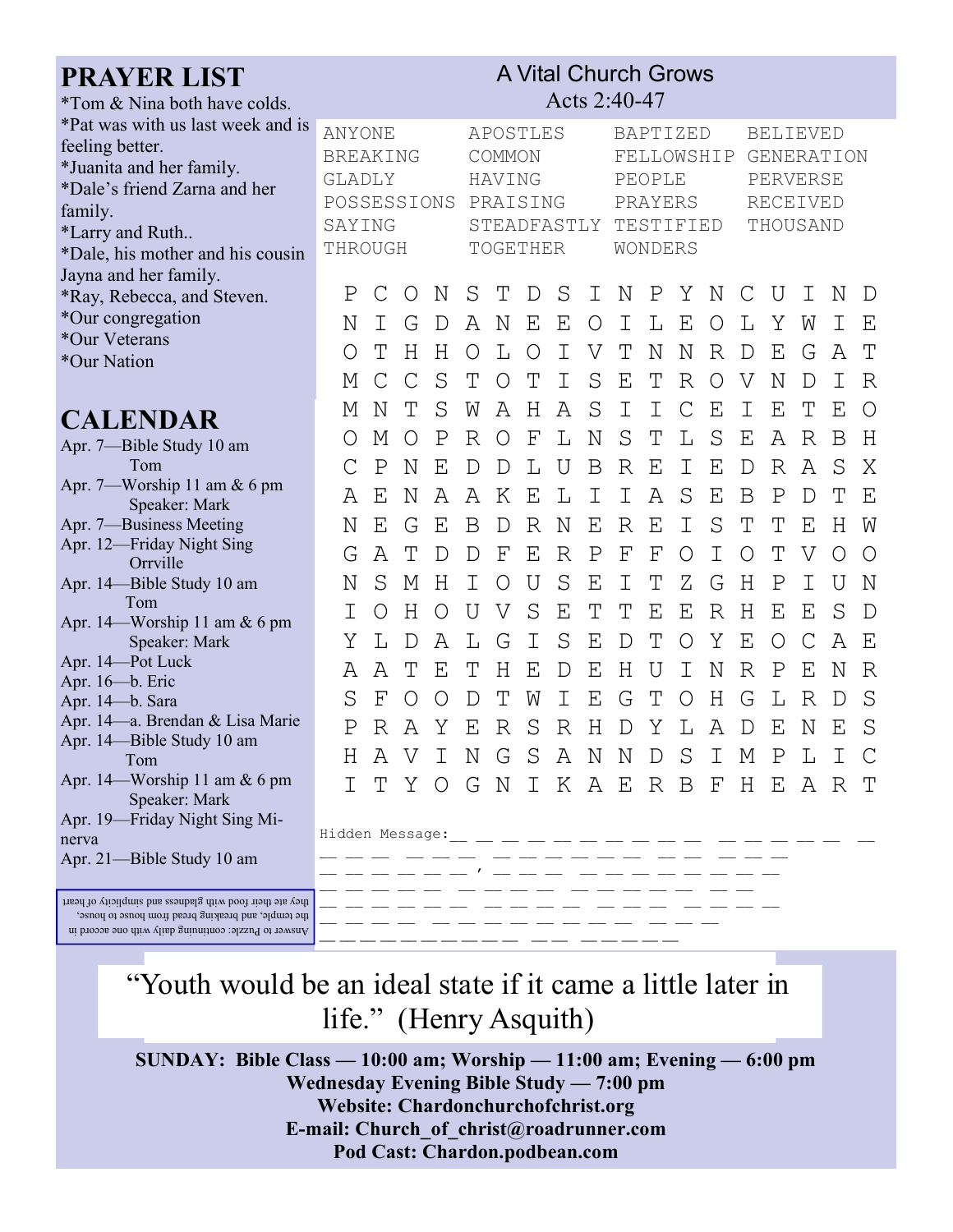## PRAYER LIST

*Tom & Nina both have colds.
*Pat was with us last week and is feeling better.
*Juanita and her family.
*Dale's friend Zarna and her family.
*Larry and Ruth..
*Dale, his mother and his cousin Jayna and her family.
*Ray, Rebecca, and Steven.
*Our congregation
*Our Veterans
*Our Nation

## CALENDAR

Apr. 7—Bible Study 10 am
Tom
Apr. 7—Worship 11 am & 6 pm
Speaker: Mark
Apr. 7—Business Meeting
Apr. 12—Friday Night Sing
Orrville
Apr. 14—Bible Study 10 am
Tom
Apr. 14—Worship 11 am & 6 pm
Speaker: Mark
Apr. 14—Pot Luck
Apr. 16—b. Eric
Apr. 14—b. Sara
Apr. 14—a. Brendan & Lisa Marie
Apr. 14—Bible Study 10 am
Tom
Apr. 14—Worship 11 am & 6 pm
Speaker: Mark
Apr. 19—Friday Night Sing Minerva
Apr. 21—Bible Study 10 am

Answer to Puzzle: continuing daily with one accord in the temple, and breaking bread from house to house, they ate their food with gladness and simplicity of heart

## A Vital Church Grows

Acts 2:40-47

| | | | |
|---|---|---|---|
| ANYONE | APOSTLES | BAPTIZED | BELIEVED |
| BREAKING | COMMON | FELLOWSHIP | GENERATION |
| GLADLY | HAVING | PEOPLE | PERVERSE |
| POSSESSIONS | PRAISING | PRAYERS | RECEIVED |
| SAYING | STEADFASTLY | TESTIFIED | THOUSAND |
| THROUGH | TOGETHER | WONDERS | |

```
P C O N S T D S I N P Y N C U I N D
N I G D A N E E O I L E O L Y W I E
O T H H O L O I V T N N R D E G A T
M C C S T O T I S E T R O V N D I R
M N T S W A H A S I I C E I E T E O
O M O P R O F L N S T L S E A R B H
C P N E D D L U B R E I E D R A S X
A E N A A K E L I I A S E B P D T E
N E G E B D R N E R E I S T T E H W
G A T D D F E R P F F O I O T V O O
N S M H I O U S E I T Z G H P I U N
I O H O U V S E T T E E R H E E S D
Y L D A L G I S E D T O Y E O C A E
A A T E T H E D E H U I N R P E N R
S F O O D T W I E G T O H G L R D S
P R A Y E R S R H D Y L A D E N E S
H A V I N G S A N N D S I M P L I C
I T Y O G N I K A E R B F H E A R T
```

Hidden Message:\_\_ \_\_ \_\_ \_\_ \_\_ \_\_ \_\_ \_\_ \_\_ \_\_ \_\_ \_\_ \_\_ \_\_ \_\_ \_\_ \_\_ \_\_ \_\_ \_\_ \_\_ \_\_ \_\_ \_\_ \_\_ \_\_ \_\_ \_\_ \_\_ \_\_ \_\_ \_\_ \_\_ \_\_ \_\_ \_\_ \_\_ \_\_ \_\_ \_\_ \_\_ \_\_ \_\_ \_\_ \_\_ \_\_ \_\_ \_\_ \_\_ \_\_, \_\_ \_\_ \_\_ \_\_ \_\_ \_\_ \_\_ \_\_ \_\_ \_\_ \_\_ \_\_ \_\_ \_\_ \_\_ \_\_ \_\_ \_\_ \_\_ \_\_ \_\_ \_\_ \_\_ \_\_ \_\_ \_\_ \_\_ \_\_ \_\_ \_\_ \_\_ \_\_ \_\_ \_\_ \_\_ \_\_ \_\_ \_\_ \_\_ \_\_ \_\_ \_\_ \_\_ \_\_ \_\_ \_\_ \_\_ \_\_ \_\_ \_\_ \_\_ \_\_ \_\_ \_\_ \_\_ \_\_ \_\_ \_\_ \_\_ \_\_ \_\_ \_\_ \_\_ \_\_ \_\_ \_\_ \_\_ \_\_ \_\_ \_\_ \_\_ \_\_ \_\_ \_\_ \_\_ \_\_ \_\_ \_\_ \_\_ \_\_ \_\_ \_\_ \_\_ \_\_ \_\_ \_\_ \_\_ \_\_ \_\_ \_\_ \_\_ \_\_ \_\_ \_\_

"Youth would be an ideal state if it came a little later in life." (Henry Asquith)

**SUNDAY: Bible Class — 10:00 am; Worship — 11:00 am; Evening — 6:00 pm**
**Wednesday Evening Bible Study — 7:00 pm**
**Website: Chardonchurchofchrist.org**
**E-mail: Church_of_christ@roadrunner.com**
**Pod Cast: Chardon.podbean.com**